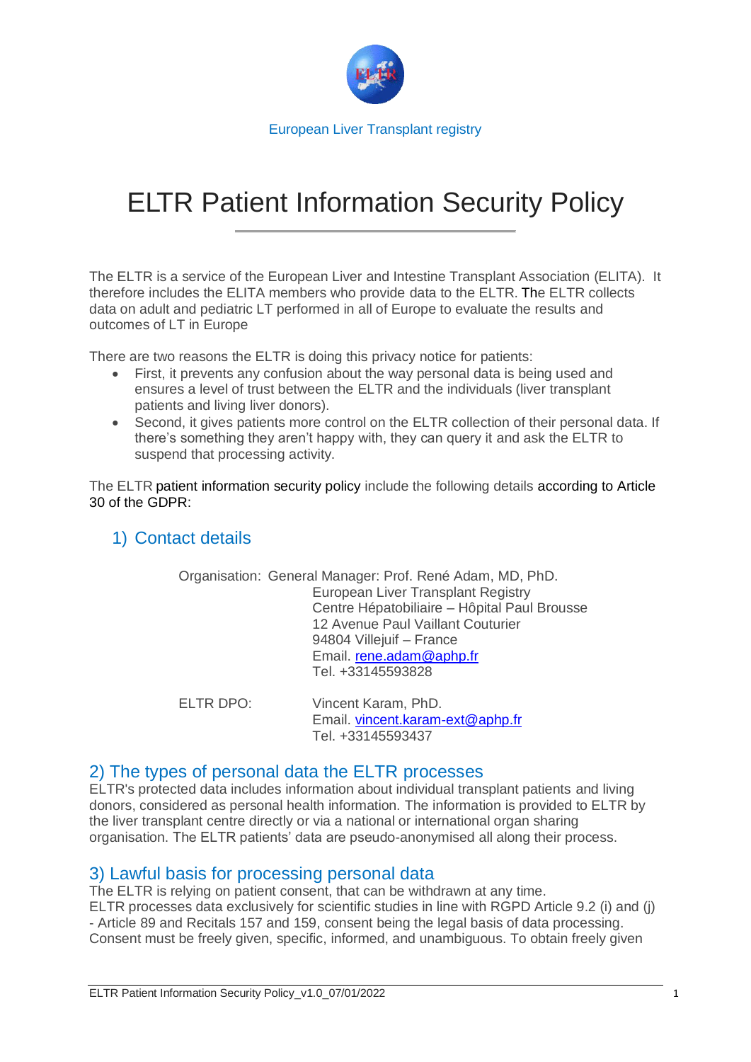European Liver Transplant registry

# ELTR Patient Information Security Policy

The ELTR is a service of the European Liver and Intestine Transplant Association (ELITA). It therefore includes the ELITA members who provide data to the ELTR. The ELTR collects data on adult and pediatric LT performed in all of Europe to evaluate the results and outcomes of LT in Europe

There are two reasons the ELTR is doing this privacy notice for patients:

- First, it prevents any confusion about the way personal data is being used and ensures a level of trust between the ELTR and the individuals (liver transplant patients and living liver donors).
- Second, it gives patients more control on the ELTR collection of their personal data. If there's something they aren't happy with, they can query it and ask the ELTR to suspend that processing activity.

The ELTR patient information security policy include the following details according to Article 30 of the GDPR:

## 1) Contact details

Organisation: General Manager: Prof. René Adam, MD, PhD.
European Liver Transplant Registry
Centre Hépatobiliaire – Hôpital Paul Brousse
12 Avenue Paul Vaillant Couturier
94804 Villejuif – France
Email. rene.adam@aphp.fr
Tel. +33145593828

ELTR DPO: Vincent Karam, PhD.
Email. vincent.karam-ext@aphp.fr
Tel. +33145593437

## 2) The types of personal data the ELTR processes

ELTR's protected data includes information about individual transplant patients and living donors, considered as personal health information. The information is provided to ELTR by the liver transplant centre directly or via a national or international organ sharing organisation. The ELTR patients' data are pseudo-anonymised all along their process.

## 3) Lawful basis for processing personal data

The ELTR is relying on patient consent, that can be withdrawn at any time.
ELTR processes data exclusively for scientific studies in line with RGPD Article 9.2 (i) and (j) - Article 89 and Recitals 157 and 159, consent being the legal basis of data processing. Consent must be freely given, specific, informed, and unambiguous. To obtain freely given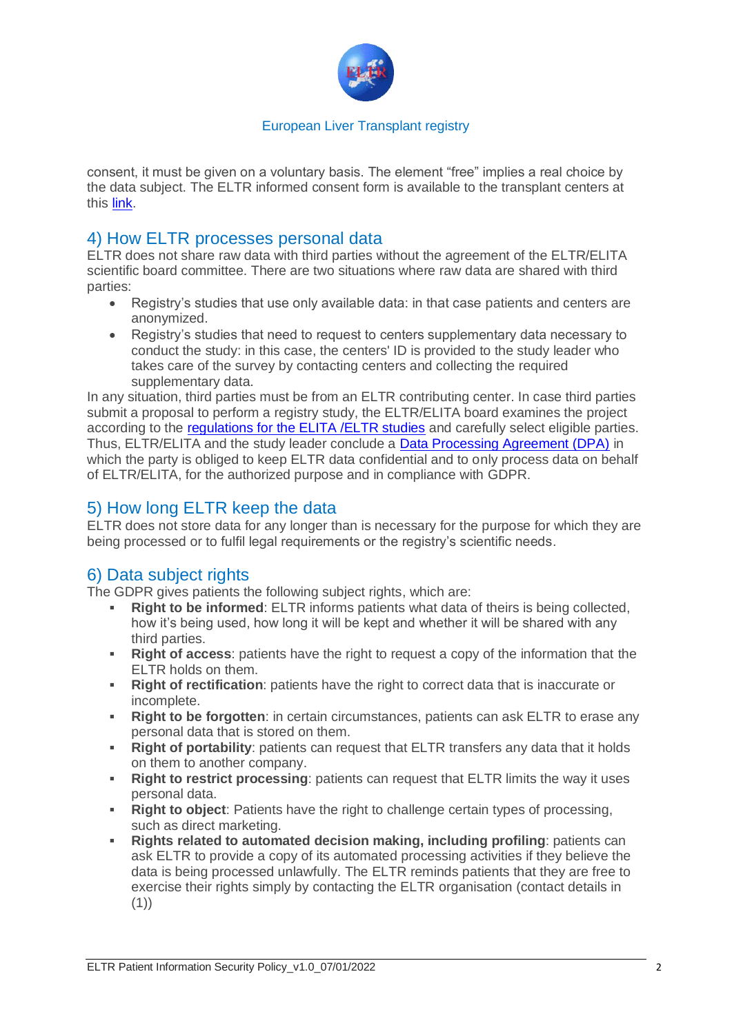consent, it must be given on a voluntary basis. The element "free" implies a real choice by the data subject. The ELTR informed consent form is available to the transplant centers at this link.

## 4) How ELTR processes personal data

ELTR does not share raw data with third parties without the agreement of the ELTR/ELITA scientific board committee. There are two situations where raw data are shared with third parties:

- Registry's studies that use only available data: in that case patients and centers are anonymized.
- Registry's studies that need to request to centers supplementary data necessary to conduct the study: in this case, the centers' ID is provided to the study leader who takes care of the survey by contacting centers and collecting the required supplementary data.

In any situation, third parties must be from an ELTR contributing center. In case third parties submit a proposal to perform a registry study, the ELTR/ELITA board examines the project according to the regulations for the ELITA /ELTR studies and carefully select eligible parties. Thus, ELTR/ELITA and the study leader conclude a Data Processing Agreement (DPA) in which the party is obliged to keep ELTR data confidential and to only process data on behalf of ELTR/ELITA, for the authorized purpose and in compliance with GDPR.

## 5) How long ELTR keep the data

ELTR does not store data for any longer than is necessary for the purpose for which they are being processed or to fulfil legal requirements or the registry's scientific needs.

## 6) Data subject rights

The GDPR gives patients the following subject rights, which are:

- **Right to be informed**: ELTR informs patients what data of theirs is being collected, how it's being used, how long it will be kept and whether it will be shared with any third parties.
- **Right of access**: patients have the right to request a copy of the information that the ELTR holds on them.
- **Right of rectification**: patients have the right to correct data that is inaccurate or incomplete.
- **Right to be forgotten**: in certain circumstances, patients can ask ELTR to erase any personal data that is stored on them.
- **Right of portability**: patients can request that ELTR transfers any data that it holds on them to another company.
- **Right to restrict processing**: patients can request that ELTR limits the way it uses personal data.
- **Right to object**: Patients have the right to challenge certain types of processing, such as direct marketing.
- **Rights related to automated decision making, including profiling**: patients can ask ELTR to provide a copy of its automated processing activities if they believe the data is being processed unlawfully. The ELTR reminds patients that they are free to exercise their rights simply by contacting the ELTR organisation (contact details in (1))